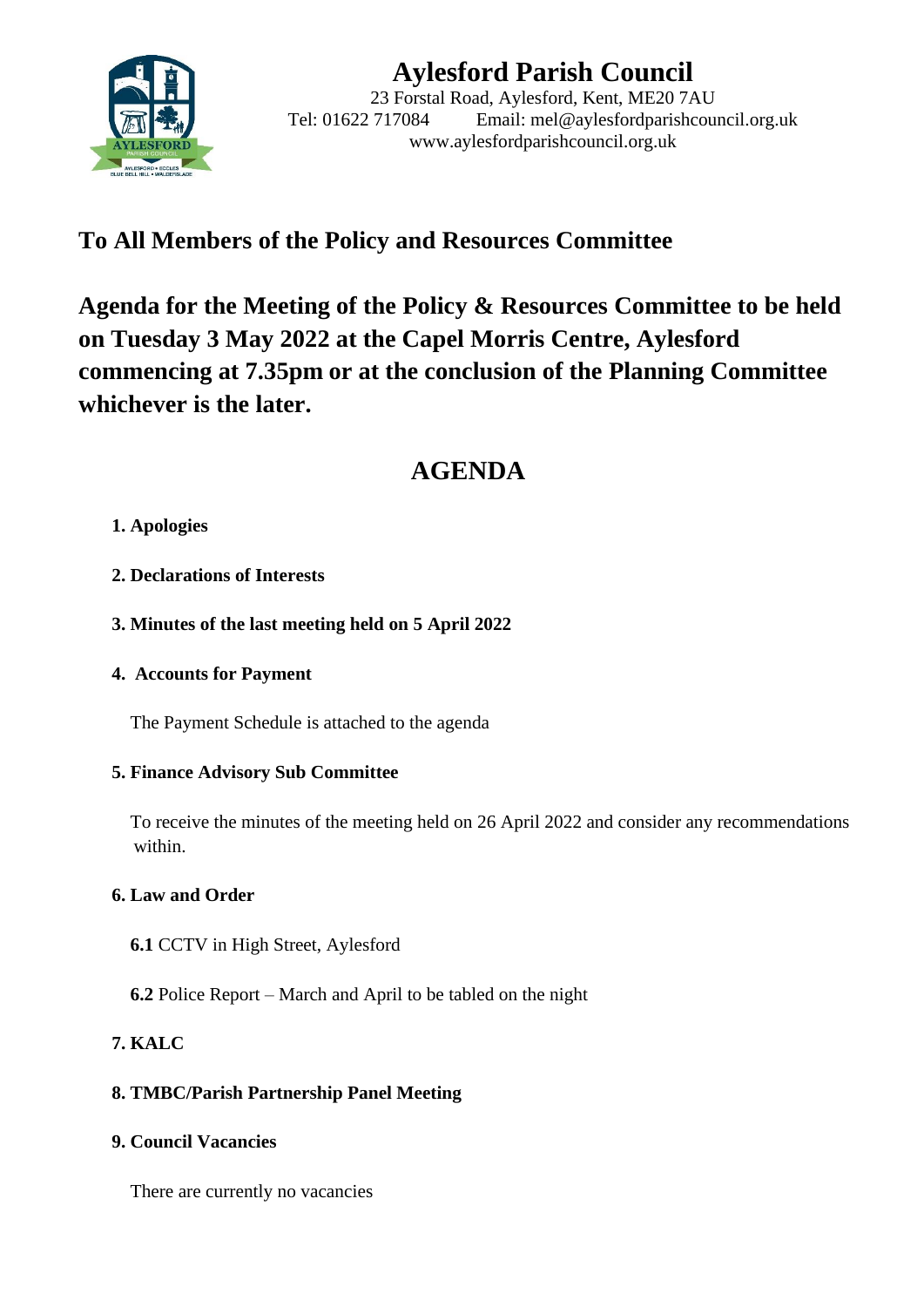# Aylesford Parish Council

23 Forstal Road, Aylesford, Kent, ME20 7AU
Tel: 01622 717084   Email: mel@aylesfordparishcouncil.org.uk
www.aylesfordparishcouncil.org.uk

## To All Members of the Policy and Resources Committee

## Agenda for the Meeting of the Policy & Resources Committee to be held on Tuesday 3 May 2022 at the Capel Morris Centre, Aylesford commencing at 7.35pm or at the conclusion of the Planning Committee whichever is the later.

# AGENDA

**1. Apologies**

**2. Declarations of Interests**

**3. Minutes of the last meeting held on 5 April 2022**

**4. Accounts for Payment**

The Payment Schedule is attached to the agenda

**5. Finance Advisory Sub Committee**

To receive the minutes of the meeting held on 26 April 2022 and consider any recommendations within.

**6. Law and Order**

**6.1** CCTV in High Street, Aylesford

**6.2** Police Report – March and April to be tabled on the night

**7. KALC**

**8. TMBC/Parish Partnership Panel Meeting**

**9. Council Vacancies**

There are currently no vacancies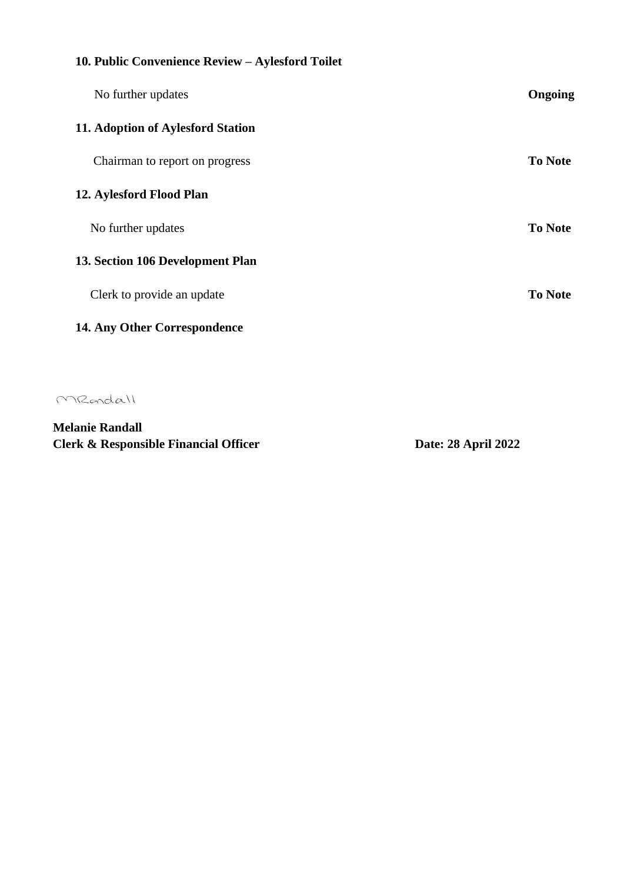**10. Public Convenience Review – Aylesford Toilet**

No further updates **Ongoing**

**11. Adoption of Aylesford Station**

Chairman to report on progress **To Note**

**12. Aylesford Flood Plan**

No further updates **To Note**

**13. Section 106 Development Plan**

Clerk to provide an update **To Note**

**14. Any Other Correspondence**

MRandall

**Melanie Randall**
**Clerk & Responsible Financial Officer** **Date: 28 April 2022**